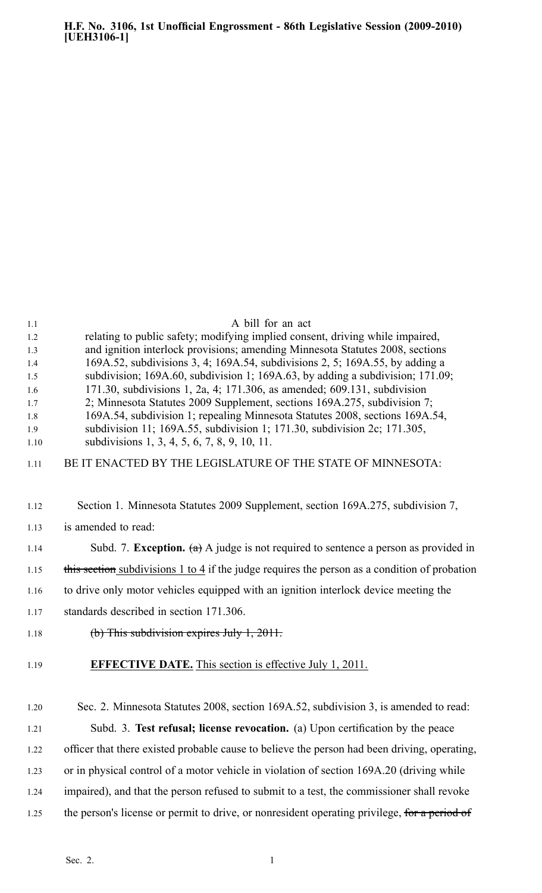**H.F. No. 3106, 1st Unofficial Engrossment - 86th Legislative Session (2009-2010) [UEH3106-1]**

A bill for an act

relating to public safety; modifying implied consent, driving while impaired, and ignition interlock provisions; amending Minnesota Statutes 2008, sections 169A.52, subdivisions 3, 4; 169A.54, subdivisions 2, 5; 169A.55, by adding a subdivision; 169A.60, subdivision 1; 169A.63, by adding a subdivision; 171.09; 171.30, subdivisions 1, 2a, 4; 171.306, as amended; 609.131, subdivision 2; Minnesota Statutes 2009 Supplement, sections 169A.275, subdivision 7; 169A.54, subdivision 1; repealing Minnesota Statutes 2008, sections 169A.54, subdivision 11; 169A.55, subdivision 1; 171.30, subdivision 2c; 171.305, subdivisions 1, 3, 4, 5, 6, 7, 8, 9, 10, 11.

BE IT ENACTED BY THE LEGISLATURE OF THE STATE OF MINNESOTA:

Section 1. Minnesota Statutes 2009 Supplement, section 169A.275, subdivision 7, is amended to read:

Subd. 7. **Exception.** ~~(a)~~ A judge is not required to sentence a person as provided in ~~this section~~ subdivisions 1 to 4 if the judge requires the person as a condition of probation to drive only motor vehicles equipped with an ignition interlock device meeting the standards described in section 171.306.

~~(b) This subdivision expires July 1, 2011.~~

**EFFECTIVE DATE.** This section is effective July 1, 2011.

Sec. 2. Minnesota Statutes 2008, section 169A.52, subdivision 3, is amended to read:

Subd. 3. **Test refusal; license revocation.** (a) Upon certification by the peace officer that there existed probable cause to believe the person had been driving, operating, or in physical control of a motor vehicle in violation of section 169A.20 (driving while impaired), and that the person refused to submit to a test, the commissioner shall revoke the person's license or permit to drive, or nonresident operating privilege, ~~for a period of~~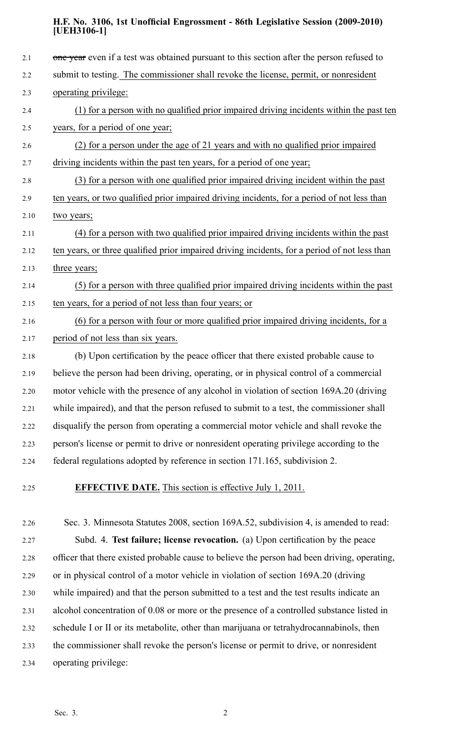~~one year~~ even if a test was obtained pursuant to this section after the person refused to submit to testing. The commissioner shall revoke the license, permit, or nonresident operating privilege:

(1) for a person with no qualified prior impaired driving incidents within the past ten years, for a period of one year;

(2) for a person under the age of 21 years and with no qualified prior impaired driving incidents within the past ten years, for a period of one year;

(3) for a person with one qualified prior impaired driving incident within the past ten years, or two qualified prior impaired driving incidents, for a period of not less than two years;

(4) for a person with two qualified prior impaired driving incidents within the past ten years, or three qualified prior impaired driving incidents, for a period of not less than three years;

(5) for a person with three qualified prior impaired driving incidents within the past ten years, for a period of not less than four years; or

(6) for a person with four or more qualified prior impaired driving incidents, for a period of not less than six years.

(b) Upon certification by the peace officer that there existed probable cause to believe the person had been driving, operating, or in physical control of a commercial motor vehicle with the presence of any alcohol in violation of section 169A.20 (driving while impaired), and that the person refused to submit to a test, the commissioner shall disqualify the person from operating a commercial motor vehicle and shall revoke the person's license or permit to drive or nonresident operating privilege according to the federal regulations adopted by reference in section 171.165, subdivision 2.

**EFFECTIVE DATE.** This section is effective July 1, 2011.

Sec. 3. Minnesota Statutes 2008, section 169A.52, subdivision 4, is amended to read:

Subd. 4. **Test failure; license revocation.** (a) Upon certification by the peace officer that there existed probable cause to believe the person had been driving, operating, or in physical control of a motor vehicle in violation of section 169A.20 (driving while impaired) and that the person submitted to a test and the test results indicate an alcohol concentration of 0.08 or more or the presence of a controlled substance listed in schedule I or II or its metabolite, other than marijuana or tetrahydrocannabinols, then the commissioner shall revoke the person's license or permit to drive, or nonresident operating privilege: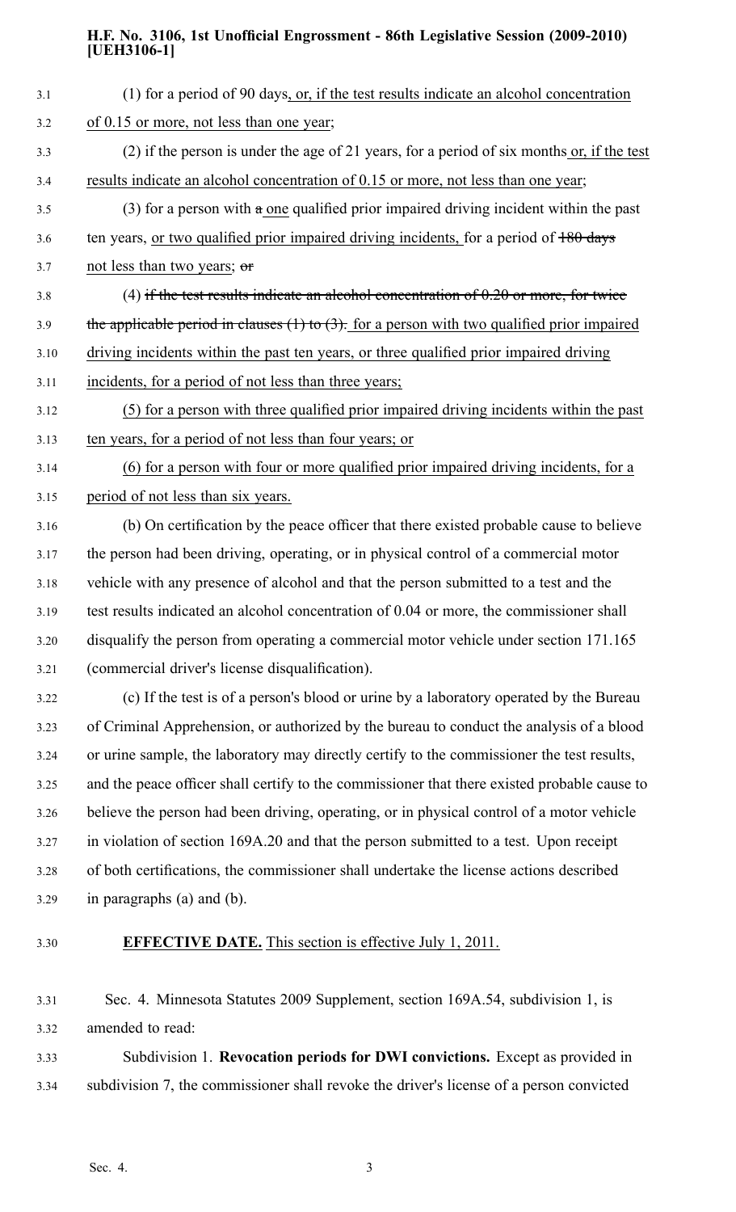(1) for a period of 90 days, or, if the test results indicate an alcohol concentration of 0.15 or more, not less than one year;

(2) if the person is under the age of 21 years, for a period of six months or, if the test results indicate an alcohol concentration of 0.15 or more, not less than one year;

(3) for a person with ~~a~~ one qualified prior impaired driving incident within the past ten years, or two qualified prior impaired driving incidents, for a period of ~~180 days~~ not less than two years; ~~or~~

(4) ~~if the test results indicate an alcohol concentration of 0.20 or more, for twice the applicable period in clauses (1) to (3).~~ for a person with two qualified prior impaired driving incidents within the past ten years, or three qualified prior impaired driving incidents, for a period of not less than three years;

(5) for a person with three qualified prior impaired driving incidents within the past ten years, for a period of not less than four years; or

(6) for a person with four or more qualified prior impaired driving incidents, for a period of not less than six years.

(b) On certification by the peace officer that there existed probable cause to believe the person had been driving, operating, or in physical control of a commercial motor vehicle with any presence of alcohol and that the person submitted to a test and the test results indicated an alcohol concentration of 0.04 or more, the commissioner shall disqualify the person from operating a commercial motor vehicle under section 171.165 (commercial driver's license disqualification).

(c) If the test is of a person's blood or urine by a laboratory operated by the Bureau of Criminal Apprehension, or authorized by the bureau to conduct the analysis of a blood or urine sample, the laboratory may directly certify to the commissioner the test results, and the peace officer shall certify to the commissioner that there existed probable cause to believe the person had been driving, operating, or in physical control of a motor vehicle in violation of section 169A.20 and that the person submitted to a test. Upon receipt of both certifications, the commissioner shall undertake the license actions described in paragraphs (a) and (b).

**EFFECTIVE DATE.** This section is effective July 1, 2011.

Sec. 4. Minnesota Statutes 2009 Supplement, section 169A.54, subdivision 1, is amended to read:

Subdivision 1. **Revocation periods for DWI convictions.** Except as provided in subdivision 7, the commissioner shall revoke the driver's license of a person convicted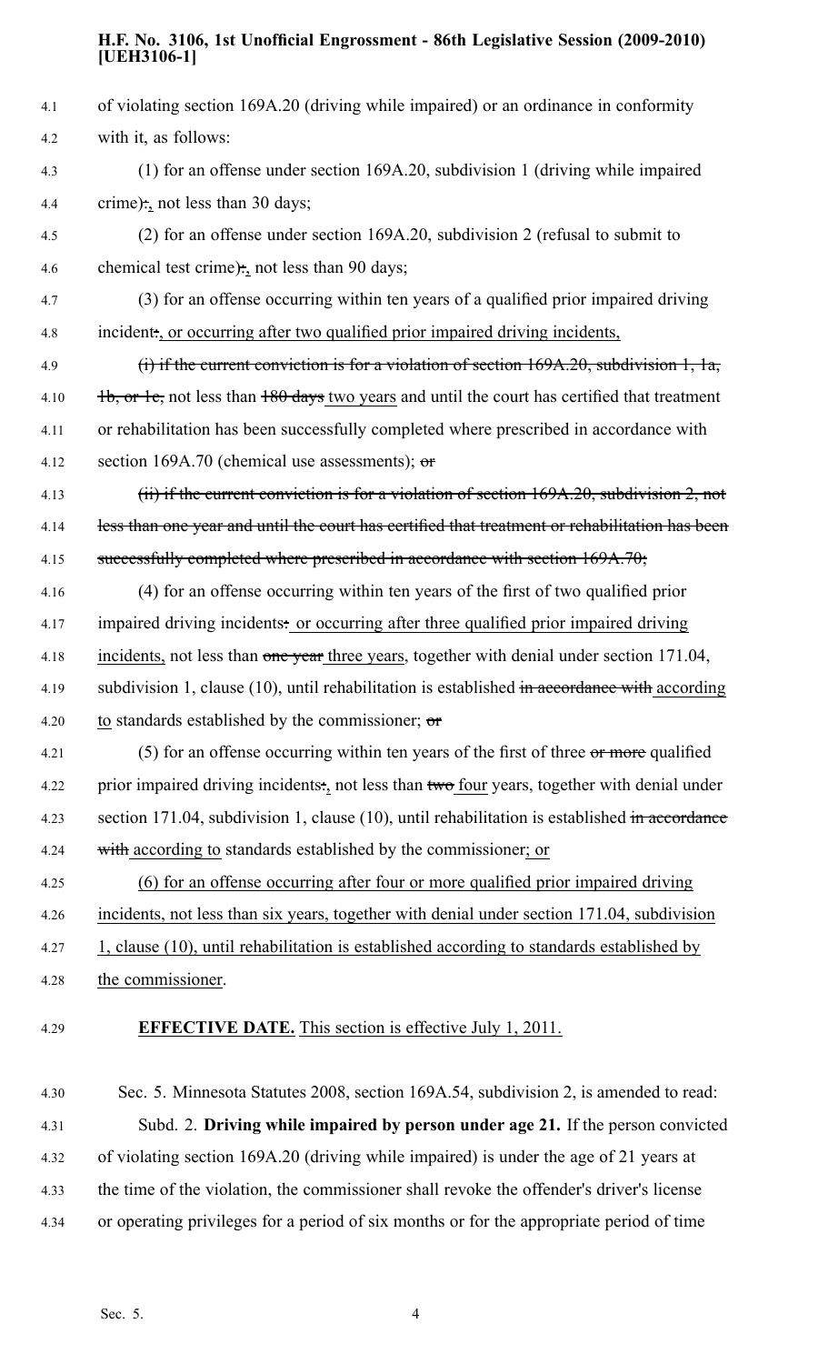of violating section 169A.20 (driving while impaired) or an ordinance in conformity with it, as follows:

(1) for an offense under section 169A.20, subdivision 1 (driving while impaired crime):, not less than 30 days;

(2) for an offense under section 169A.20, subdivision 2 (refusal to submit to chemical test crime):, not less than 90 days;

(3) for an offense occurring within ten years of a qualified prior impaired driving incident:, or occurring after two qualified prior impaired driving incidents,

~~(i) if the current conviction is for a violation of section 169A.20, subdivision 1, 1a, 1b, or 1c,~~ not less than ~~180 days~~ two years and until the court has certified that treatment or rehabilitation has been successfully completed where prescribed in accordance with section 169A.70 (chemical use assessments); ~~or~~

~~(ii) if the current conviction is for a violation of section 169A.20, subdivision 2, not less than one year and until the court has certified that treatment or rehabilitation has been successfully completed where prescribed in accordance with section 169A.70;~~

(4) for an offense occurring within ten years of the first of two qualified prior impaired driving incidents: or occurring after three qualified prior impaired driving incidents, not less than ~~one year~~ three years, together with denial under section 171.04, subdivision 1, clause (10), until rehabilitation is established ~~in accordance with~~ according to standards established by the commissioner; ~~or~~

(5) for an offense occurring within ten years of the first of three ~~or more~~ qualified prior impaired driving incidents:, not less than ~~two~~ four years, together with denial under section 171.04, subdivision 1, clause (10), until rehabilitation is established ~~in accordance with~~ according to standards established by the commissioner; or

(6) for an offense occurring after four or more qualified prior impaired driving incidents, not less than six years, together with denial under section 171.04, subdivision 1, clause (10), until rehabilitation is established according to standards established by the commissioner.

**EFFECTIVE DATE.** This section is effective July 1, 2011.

Sec. 5. Minnesota Statutes 2008, section 169A.54, subdivision 2, is amended to read:

Subd. 2. **Driving while impaired by person under age 21.** If the person convicted of violating section 169A.20 (driving while impaired) is under the age of 21 years at the time of the violation, the commissioner shall revoke the offender's driver's license or operating privileges for a period of six months or for the appropriate period of time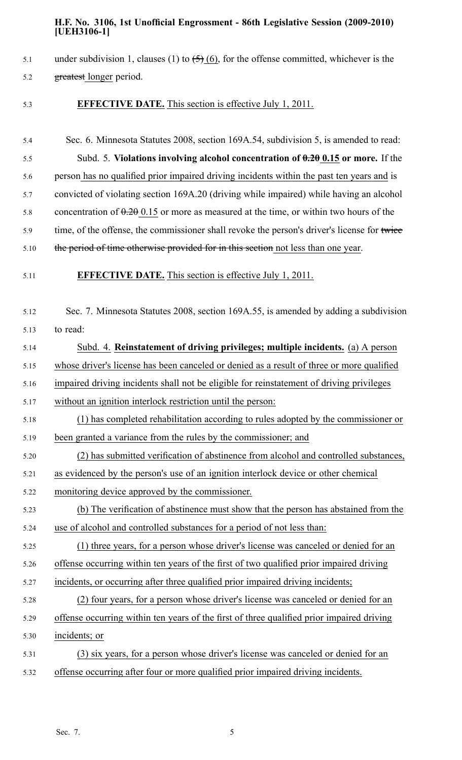under subdivision 1, clauses (1) to ~~(5)~~ (6), for the offense committed, whichever is the ~~greatest~~ longer period.

**EFFECTIVE DATE.** This section is effective July 1, 2011.

Sec. 6. Minnesota Statutes 2008, section 169A.54, subdivision 5, is amended to read:

Subd. 5. **Violations involving alcohol concentration of ~~0.20~~ 0.15 or more.** If the person has no qualified prior impaired driving incidents within the past ten years and is convicted of violating section 169A.20 (driving while impaired) while having an alcohol concentration of ~~0.20~~ 0.15 or more as measured at the time, or within two hours of the time, of the offense, the commissioner shall revoke the person's driver's license for ~~twice the period of time otherwise provided for in this section~~ not less than one year.

**EFFECTIVE DATE.** This section is effective July 1, 2011.

Sec. 7. Minnesota Statutes 2008, section 169A.55, is amended by adding a subdivision to read:

Subd. 4. **Reinstatement of driving privileges; multiple incidents.** (a) A person whose driver's license has been canceled or denied as a result of three or more qualified impaired driving incidents shall not be eligible for reinstatement of driving privileges without an ignition interlock restriction until the person:

(1) has completed rehabilitation according to rules adopted by the commissioner or been granted a variance from the rules by the commissioner; and

(2) has submitted verification of abstinence from alcohol and controlled substances, as evidenced by the person's use of an ignition interlock device or other chemical monitoring device approved by the commissioner.

(b) The verification of abstinence must show that the person has abstained from the use of alcohol and controlled substances for a period of not less than:

(1) three years, for a person whose driver's license was canceled or denied for an offense occurring within ten years of the first of two qualified prior impaired driving incidents, or occurring after three qualified prior impaired driving incidents;

(2) four years, for a person whose driver's license was canceled or denied for an offense occurring within ten years of the first of three qualified prior impaired driving incidents; or

(3) six years, for a person whose driver's license was canceled or denied for an offense occurring after four or more qualified prior impaired driving incidents.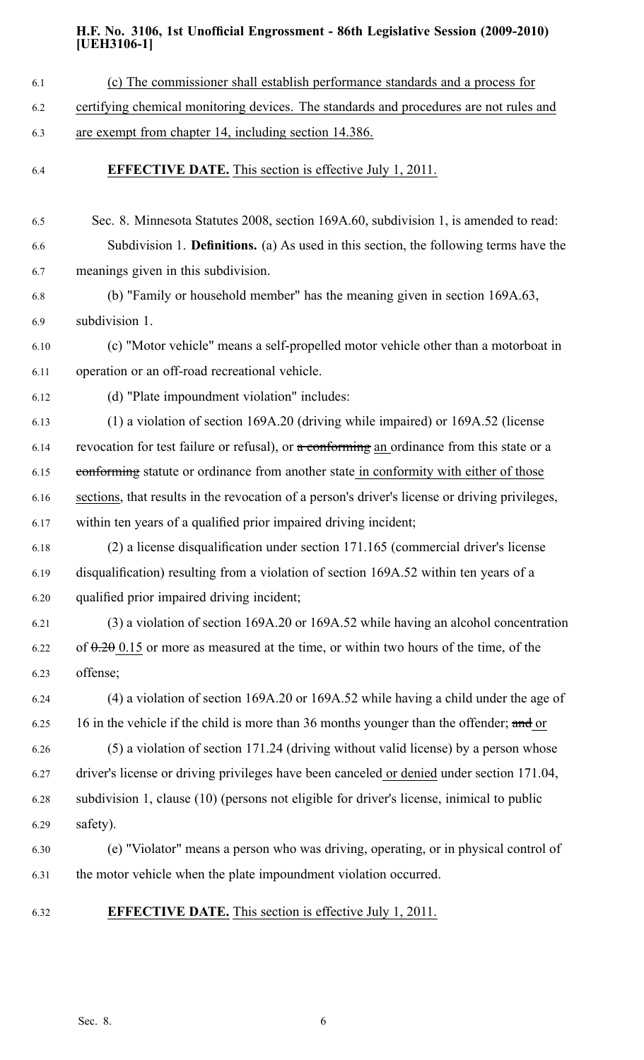(c) The commissioner shall establish performance standards and a process for certifying chemical monitoring devices. The standards and procedures are not rules and are exempt from chapter 14, including section 14.386.

**EFFECTIVE DATE.** This section is effective July 1, 2011.

Sec. 8. Minnesota Statutes 2008, section 169A.60, subdivision 1, is amended to read:

Subdivision 1. **Definitions.** (a) As used in this section, the following terms have the meanings given in this subdivision.

(b) "Family or household member" has the meaning given in section 169A.63, subdivision 1.

(c) "Motor vehicle" means a self-propelled motor vehicle other than a motorboat in operation or an off-road recreational vehicle.

(d) "Plate impoundment violation" includes:

(1) a violation of section 169A.20 (driving while impaired) or 169A.52 (license revocation for test failure or refusal), or ~~a conforming~~ an ordinance from this state or a ~~conforming~~ statute or ordinance from another state in conformity with either of those sections, that results in the revocation of a person's driver's license or driving privileges, within ten years of a qualified prior impaired driving incident;

(2) a license disqualification under section 171.165 (commercial driver's license disqualification) resulting from a violation of section 169A.52 within ten years of a qualified prior impaired driving incident;

(3) a violation of section 169A.20 or 169A.52 while having an alcohol concentration of ~~0.20~~ 0.15 or more as measured at the time, or within two hours of the time, of the offense;

(4) a violation of section 169A.20 or 169A.52 while having a child under the age of 16 in the vehicle if the child is more than 36 months younger than the offender; ~~and~~ or

(5) a violation of section 171.24 (driving without valid license) by a person whose driver's license or driving privileges have been canceled or denied under section 171.04, subdivision 1, clause (10) (persons not eligible for driver's license, inimical to public safety).

(e) "Violator" means a person who was driving, operating, or in physical control of the motor vehicle when the plate impoundment violation occurred.

**EFFECTIVE DATE.** This section is effective July 1, 2011.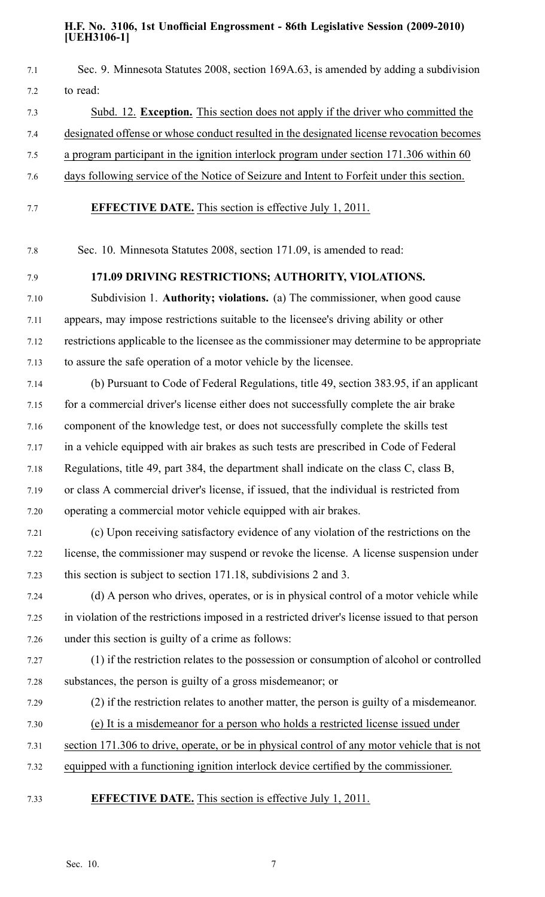Sec. 9. Minnesota Statutes 2008, section 169A.63, is amended by adding a subdivision to read:

Subd. 12. **Exception.** This section does not apply if the driver who committed the designated offense or whose conduct resulted in the designated license revocation becomes a program participant in the ignition interlock program under section 171.306 within 60 days following service of the Notice of Seizure and Intent to Forfeit under this section.

**EFFECTIVE DATE.** This section is effective July 1, 2011.

Sec. 10. Minnesota Statutes 2008, section 171.09, is amended to read:

**171.09 DRIVING RESTRICTIONS; AUTHORITY, VIOLATIONS.**

Subdivision 1. **Authority; violations.** (a) The commissioner, when good cause appears, may impose restrictions suitable to the licensee's driving ability or other restrictions applicable to the licensee as the commissioner may determine to be appropriate to assure the safe operation of a motor vehicle by the licensee.

(b) Pursuant to Code of Federal Regulations, title 49, section 383.95, if an applicant for a commercial driver's license either does not successfully complete the air brake component of the knowledge test, or does not successfully complete the skills test in a vehicle equipped with air brakes as such tests are prescribed in Code of Federal Regulations, title 49, part 384, the department shall indicate on the class C, class B, or class A commercial driver's license, if issued, that the individual is restricted from operating a commercial motor vehicle equipped with air brakes.

(c) Upon receiving satisfactory evidence of any violation of the restrictions on the license, the commissioner may suspend or revoke the license. A license suspension under this section is subject to section 171.18, subdivisions 2 and 3.

(d) A person who drives, operates, or is in physical control of a motor vehicle while in violation of the restrictions imposed in a restricted driver's license issued to that person under this section is guilty of a crime as follows:

(1) if the restriction relates to the possession or consumption of alcohol or controlled substances, the person is guilty of a gross misdemeanor; or

(2) if the restriction relates to another matter, the person is guilty of a misdemeanor.

(e) It is a misdemeanor for a person who holds a restricted license issued under section 171.306 to drive, operate, or be in physical control of any motor vehicle that is not equipped with a functioning ignition interlock device certified by the commissioner.

**EFFECTIVE DATE.** This section is effective July 1, 2011.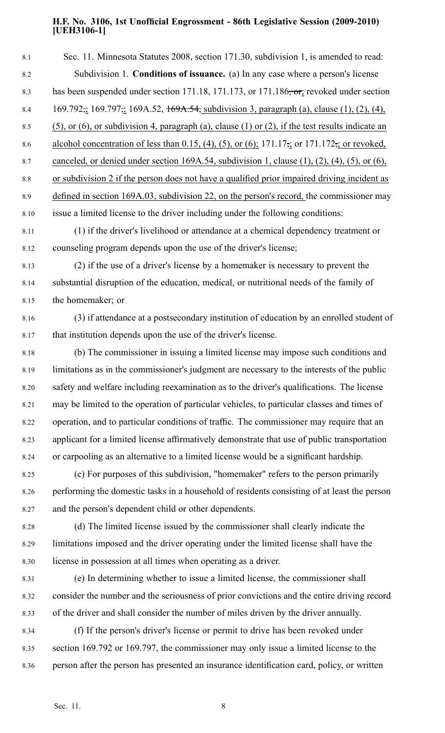Sec. 11. Minnesota Statutes 2008, section 171.30, subdivision 1, is amended to read:

Subdivision 1. **Conditions of issuance.** (a) In any case where a person's license has been suspended under section 171.18, 171.173, or 171.186, or; revoked under section 169.792,; 169.797,; 169A.52, 169A.54, subdivision 3, paragraph (a), clause (1), (2), (4), (5), or (6), or subdivision 4, paragraph (a), clause (1) or (2), if the test results indicate an alcohol concentration of less than 0.15, (4), (5), or (6); 171.17,; or 171.172,; or revoked, canceled, or denied under section 169A.54, subdivision 1, clause (1), (2), (4), (5), or (6), or subdivision 2 if the person does not have a qualified prior impaired driving incident as defined in section 169A.03, subdivision 22, on the person's record, the commissioner may issue a limited license to the driver including under the following conditions:

(1) if the driver's livelihood or attendance at a chemical dependency treatment or counseling program depends upon the use of the driver's license;

(2) if the use of a driver's license by a homemaker is necessary to prevent the substantial disruption of the education, medical, or nutritional needs of the family of the homemaker; or

(3) if attendance at a postsecondary institution of education by an enrolled student of that institution depends upon the use of the driver's license.

(b) The commissioner in issuing a limited license may impose such conditions and limitations as in the commissioner's judgment are necessary to the interests of the public safety and welfare including reexamination as to the driver's qualifications. The license may be limited to the operation of particular vehicles, to particular classes and times of operation, and to particular conditions of traffic. The commissioner may require that an applicant for a limited license affirmatively demonstrate that use of public transportation or carpooling as an alternative to a limited license would be a significant hardship.

(c) For purposes of this subdivision, "homemaker" refers to the person primarily performing the domestic tasks in a household of residents consisting of at least the person and the person's dependent child or other dependents.

(d) The limited license issued by the commissioner shall clearly indicate the limitations imposed and the driver operating under the limited license shall have the license in possession at all times when operating as a driver.

(e) In determining whether to issue a limited license, the commissioner shall consider the number and the seriousness of prior convictions and the entire driving record of the driver and shall consider the number of miles driven by the driver annually.

(f) If the person's driver's license or permit to drive has been revoked under section 169.792 or 169.797, the commissioner may only issue a limited license to the person after the person has presented an insurance identification card, policy, or written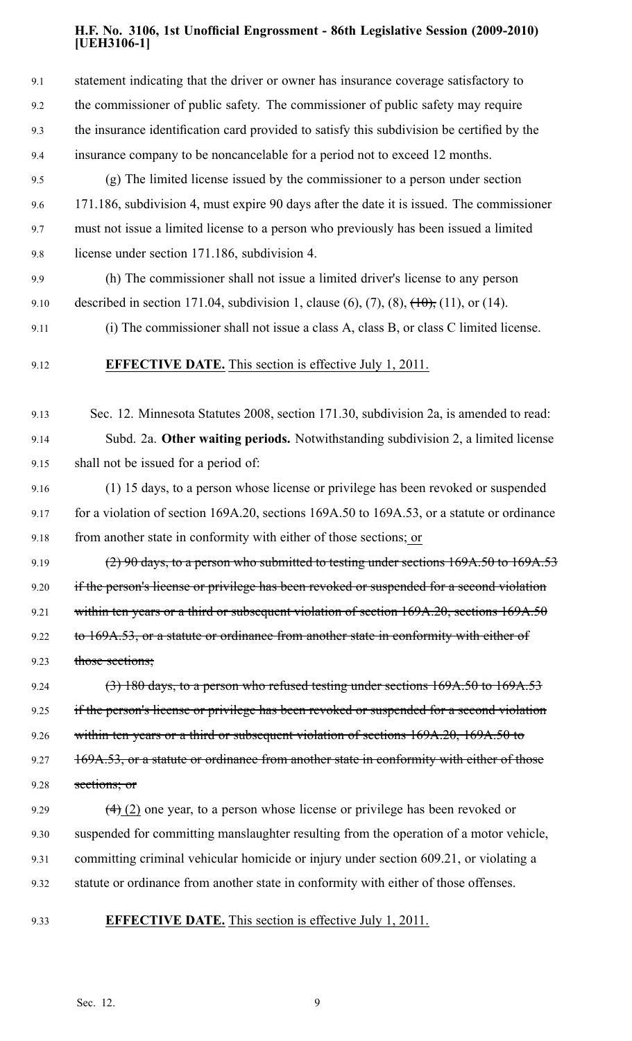statement indicating that the driver or owner has insurance coverage satisfactory to the commissioner of public safety. The commissioner of public safety may require the insurance identification card provided to satisfy this subdivision be certified by the insurance company to be noncancelable for a period not to exceed 12 months.

(g) The limited license issued by the commissioner to a person under section 171.186, subdivision 4, must expire 90 days after the date it is issued. The commissioner must not issue a limited license to a person who previously has been issued a limited license under section 171.186, subdivision 4.

(h) The commissioner shall not issue a limited driver's license to any person described in section 171.04, subdivision 1, clause (6), (7), (8), ~~(10),~~ (11), or (14).

(i) The commissioner shall not issue a class A, class B, or class C limited license.

**EFFECTIVE DATE.** <u>This section is effective July 1, 2011.</u>

Sec. 12. Minnesota Statutes 2008, section 171.30, subdivision 2a, is amended to read:

Subd. 2a. **Other waiting periods.** Notwithstanding subdivision 2, a limited license shall not be issued for a period of:

(1) 15 days, to a person whose license or privilege has been revoked or suspended for a violation of section 169A.20, sections 169A.50 to 169A.53, or a statute or ordinance from another state in conformity with either of those sections; <u>or</u>

~~(2) 90 days, to a person who submitted to testing under sections 169A.50 to 169A.53 if the person's license or privilege has been revoked or suspended for a second violation within ten years or a third or subsequent violation of section 169A.20, sections 169A.50 to 169A.53, or a statute or ordinance from another state in conformity with either of those sections;~~

~~(3) 180 days, to a person who refused testing under sections 169A.50 to 169A.53 if the person's license or privilege has been revoked or suspended for a second violation within ten years or a third or subsequent violation of sections 169A.20, 169A.50 to 169A.53, or a statute or ordinance from another state in conformity with either of those sections; or~~

~~(4)~~ <u>(2)</u> one year, to a person whose license or privilege has been revoked or suspended for committing manslaughter resulting from the operation of a motor vehicle, committing criminal vehicular homicide or injury under section 609.21, or violating a statute or ordinance from another state in conformity with either of those offenses.

**EFFECTIVE DATE.** <u>This section is effective July 1, 2011.</u>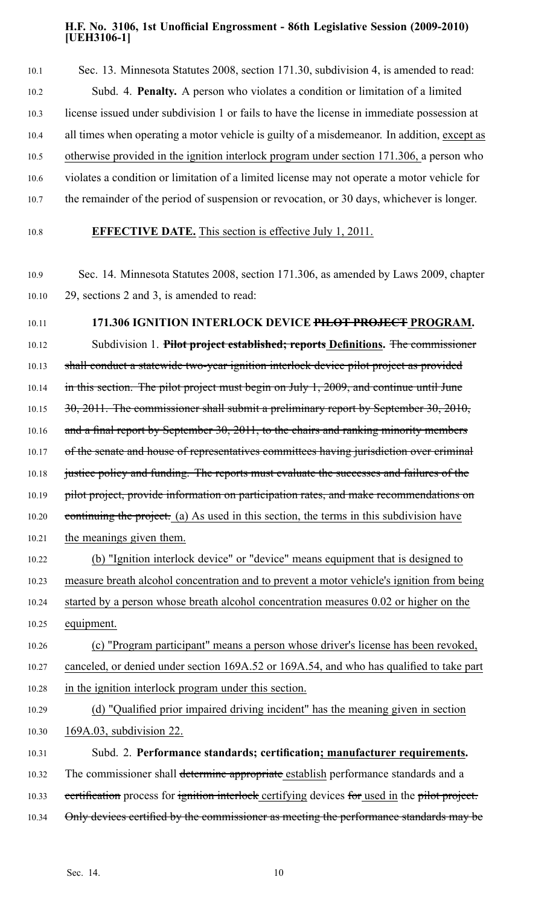Sec. 13. Minnesota Statutes 2008, section 171.30, subdivision 4, is amended to read:

Subd. 4. **Penalty.** A person who violates a condition or limitation of a limited license issued under subdivision 1 or fails to have the license in immediate possession at all times when operating a motor vehicle is guilty of a misdemeanor. In addition, <u>except as otherwise provided in the ignition interlock program under section 171.306,</u> a person who violates a condition or limitation of a limited license may not operate a motor vehicle for the remainder of the period of suspension or revocation, or 30 days, whichever is longer.

**EFFECTIVE DATE.** <u>This section is effective July 1, 2011.</u>

Sec. 14. Minnesota Statutes 2008, section 171.306, as amended by Laws 2009, chapter 29, sections 2 and 3, is amended to read:

**171.306 IGNITION INTERLOCK DEVICE ~~PILOT PROJECT~~ <u>PROGRAM</u>.**

Subdivision 1. **~~Pilot project established; reports~~ <u>Definitions</u>.** ~~The commissioner shall conduct a statewide two-year ignition interlock device pilot project as provided in this section. The pilot project must begin on July 1, 2009, and continue until June 30, 2011. The commissioner shall submit a preliminary report by September 30, 2010, and a final report by September 30, 2011, to the chairs and ranking minority members of the senate and house of representatives committees having jurisdiction over criminal justice policy and funding. The reports must evaluate the successes and failures of the pilot project, provide information on participation rates, and make recommendations on continuing the project.~~ <u>(a) As used in this section, the terms in this subdivision have the meanings given them.</u>

<u>(b) "Ignition interlock device" or "device" means equipment that is designed to measure breath alcohol concentration and to prevent a motor vehicle's ignition from being started by a person whose breath alcohol concentration measures 0.02 or higher on the equipment.</u>

<u>(c) "Program participant" means a person whose driver's license has been revoked, canceled, or denied under section 169A.52 or 169A.54, and who has qualified to take part in the ignition interlock program under this section.</u>

<u>(d) "Qualified prior impaired driving incident" has the meaning given in section 169A.03, subdivision 22.</u>

Subd. 2. **Performance standards; certification<u>; manufacturer requirements</u>.** The commissioner shall ~~determine appropriate~~ <u>establish</u> performance standards and a ~~certification~~ process for ~~ignition interlock~~ <u>certifying</u> devices ~~for~~ <u>used in</u> the ~~pilot project. Only devices certified by the commissioner as meeting the performance standards may be~~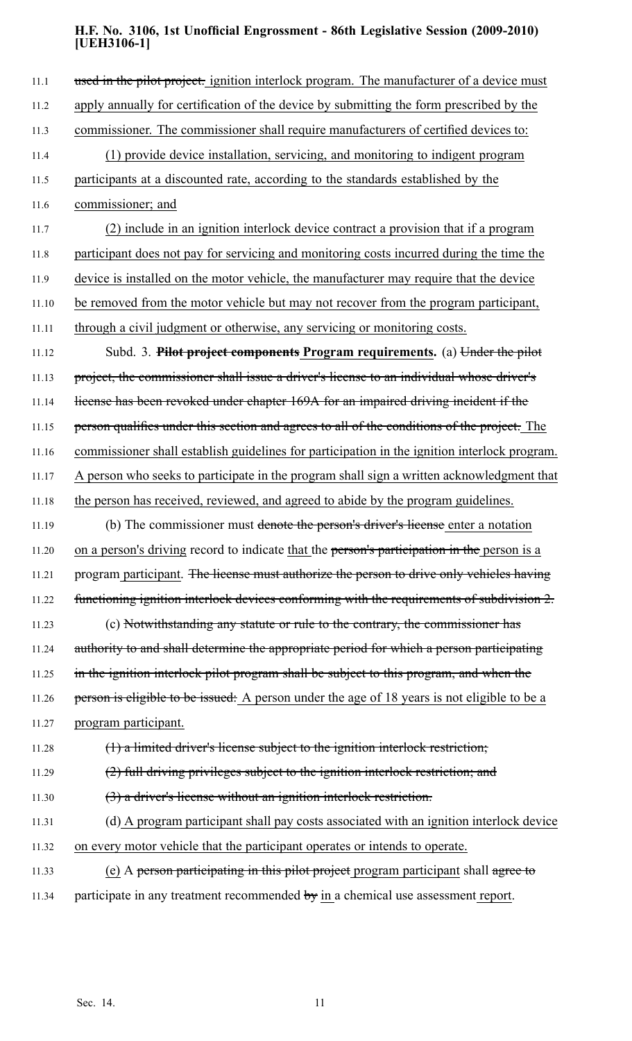used in the pilot project. ignition interlock program. The manufacturer of a device must apply annually for certification of the device by submitting the form prescribed by the commissioner. The commissioner shall require manufacturers of certified devices to:

(1) provide device installation, servicing, and monitoring to indigent program participants at a discounted rate, according to the standards established by the commissioner; and

(2) include in an ignition interlock device contract a provision that if a program participant does not pay for servicing and monitoring costs incurred during the time the device is installed on the motor vehicle, the manufacturer may require that the device be removed from the motor vehicle but may not recover from the program participant, through a civil judgment or otherwise, any servicing or monitoring costs.

Subd. 3. **Pilot project components Program requirements.** (a) Under the pilot project, the commissioner shall issue a driver's license to an individual whose driver's license has been revoked under chapter 169A for an impaired driving incident if the person qualifies under this section and agrees to all of the conditions of the project. The commissioner shall establish guidelines for participation in the ignition interlock program. A person who seeks to participate in the program shall sign a written acknowledgment that the person has received, reviewed, and agreed to abide by the program guidelines.

(b) The commissioner must denote the person's driver's license enter a notation on a person's driving record to indicate that the person's participation in the person is a program participant. The license must authorize the person to drive only vehicles having functioning ignition interlock devices conforming with the requirements of subdivision 2.

(c) Notwithstanding any statute or rule to the contrary, the commissioner has authority to and shall determine the appropriate period for which a person participating in the ignition interlock pilot program shall be subject to this program, and when the person is eligible to be issued: A person under the age of 18 years is not eligible to be a program participant.

(1) a limited driver's license subject to the ignition interlock restriction;

(2) full driving privileges subject to the ignition interlock restriction; and

(3) a driver's license without an ignition interlock restriction.

(d) A program participant shall pay costs associated with an ignition interlock device on every motor vehicle that the participant operates or intends to operate.

(e) A person participating in this pilot project program participant shall agree to participate in any treatment recommended by in a chemical use assessment report.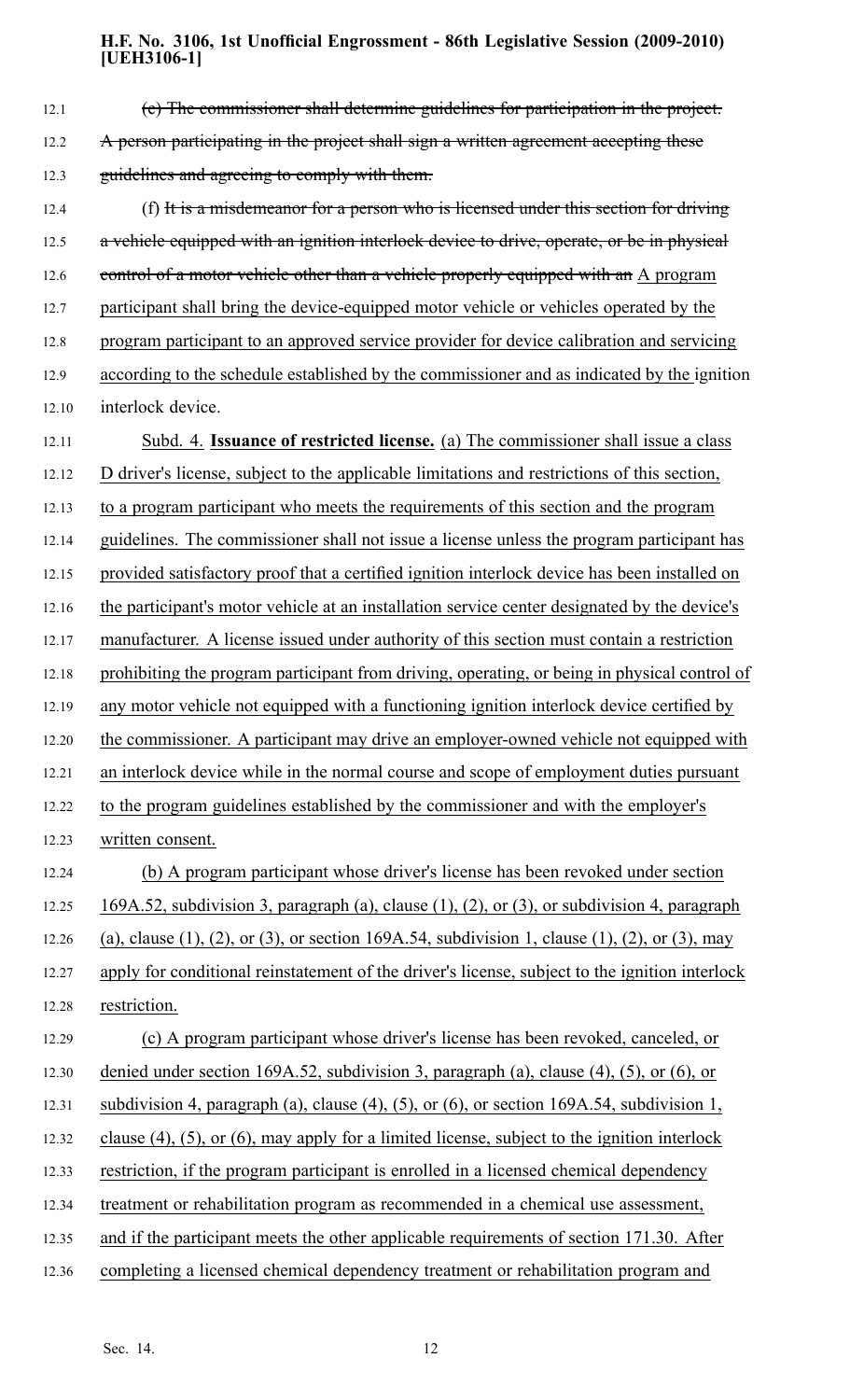(e) ~~The commissioner shall determine guidelines for participation in the project. A person participating in the project shall sign a written agreement accepting these guidelines and agreeing to comply with them.~~

(f) ~~It is a misdemeanor for a person who is licensed under this section for driving a vehicle equipped with an ignition interlock device to drive, operate, or be in physical control of a motor vehicle other than a vehicle properly equipped with an~~ A program participant shall bring the device-equipped motor vehicle or vehicles operated by the program participant to an approved service provider for device calibration and servicing according to the schedule established by the commissioner and as indicated by the ignition interlock device.

Subd. 4. **Issuance of restricted license.** (a) The commissioner shall issue a class D driver's license, subject to the applicable limitations and restrictions of this section, to a program participant who meets the requirements of this section and the program guidelines. The commissioner shall not issue a license unless the program participant has provided satisfactory proof that a certified ignition interlock device has been installed on the participant's motor vehicle at an installation service center designated by the device's manufacturer. A license issued under authority of this section must contain a restriction prohibiting the program participant from driving, operating, or being in physical control of any motor vehicle not equipped with a functioning ignition interlock device certified by the commissioner. A participant may drive an employer-owned vehicle not equipped with an interlock device while in the normal course and scope of employment duties pursuant to the program guidelines established by the commissioner and with the employer's written consent.

(b) A program participant whose driver's license has been revoked under section 169A.52, subdivision 3, paragraph (a), clause (1), (2), or (3), or subdivision 4, paragraph (a), clause (1), (2), or (3), or section 169A.54, subdivision 1, clause (1), (2), or (3), may apply for conditional reinstatement of the driver's license, subject to the ignition interlock restriction.

(c) A program participant whose driver's license has been revoked, canceled, or denied under section 169A.52, subdivision 3, paragraph (a), clause (4), (5), or (6), or subdivision 4, paragraph (a), clause (4), (5), or (6), or section 169A.54, subdivision 1, clause (4), (5), or (6), may apply for a limited license, subject to the ignition interlock restriction, if the program participant is enrolled in a licensed chemical dependency treatment or rehabilitation program as recommended in a chemical use assessment, and if the participant meets the other applicable requirements of section 171.30. After completing a licensed chemical dependency treatment or rehabilitation program and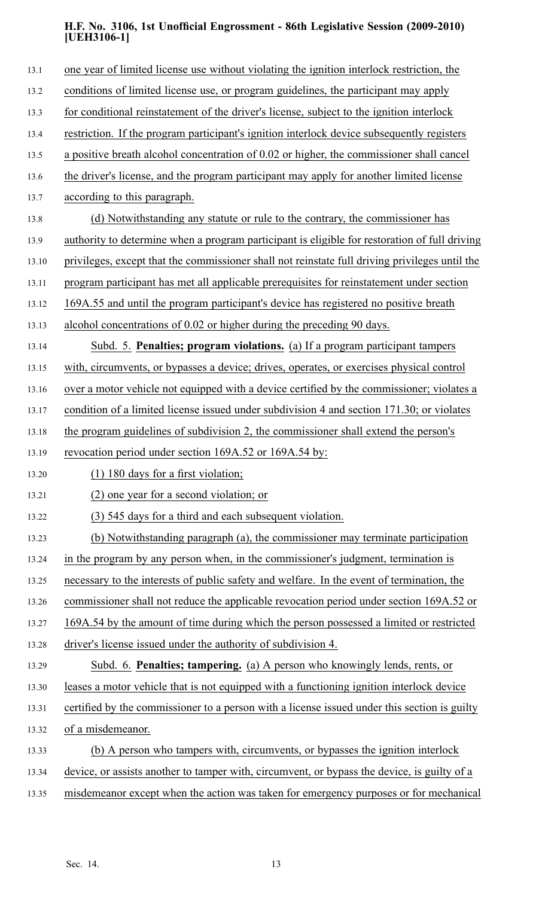one year of limited license use without violating the ignition interlock restriction, the conditions of limited license use, or program guidelines, the participant may apply for conditional reinstatement of the driver's license, subject to the ignition interlock restriction. If the program participant's ignition interlock device subsequently registers a positive breath alcohol concentration of 0.02 or higher, the commissioner shall cancel the driver's license, and the program participant may apply for another limited license according to this paragraph.

(d) Notwithstanding any statute or rule to the contrary, the commissioner has authority to determine when a program participant is eligible for restoration of full driving privileges, except that the commissioner shall not reinstate full driving privileges until the program participant has met all applicable prerequisites for reinstatement under section 169A.55 and until the program participant's device has registered no positive breath alcohol concentrations of 0.02 or higher during the preceding 90 days.

Subd. 5. **Penalties; program violations.** (a) If a program participant tampers with, circumvents, or bypasses a device; drives, operates, or exercises physical control over a motor vehicle not equipped with a device certified by the commissioner; violates a condition of a limited license issued under subdivision 4 and section 171.30; or violates the program guidelines of subdivision 2, the commissioner shall extend the person's revocation period under section 169A.52 or 169A.54 by:

(1) 180 days for a first violation;

(2) one year for a second violation; or

(3) 545 days for a third and each subsequent violation.

(b) Notwithstanding paragraph (a), the commissioner may terminate participation in the program by any person when, in the commissioner's judgment, termination is necessary to the interests of public safety and welfare. In the event of termination, the commissioner shall not reduce the applicable revocation period under section 169A.52 or 169A.54 by the amount of time during which the person possessed a limited or restricted driver's license issued under the authority of subdivision 4.

Subd. 6. **Penalties; tampering.** (a) A person who knowingly lends, rents, or leases a motor vehicle that is not equipped with a functioning ignition interlock device certified by the commissioner to a person with a license issued under this section is guilty of a misdemeanor.

(b) A person who tampers with, circumvents, or bypasses the ignition interlock device, or assists another to tamper with, circumvent, or bypass the device, is guilty of a misdemeanor except when the action was taken for emergency purposes or for mechanical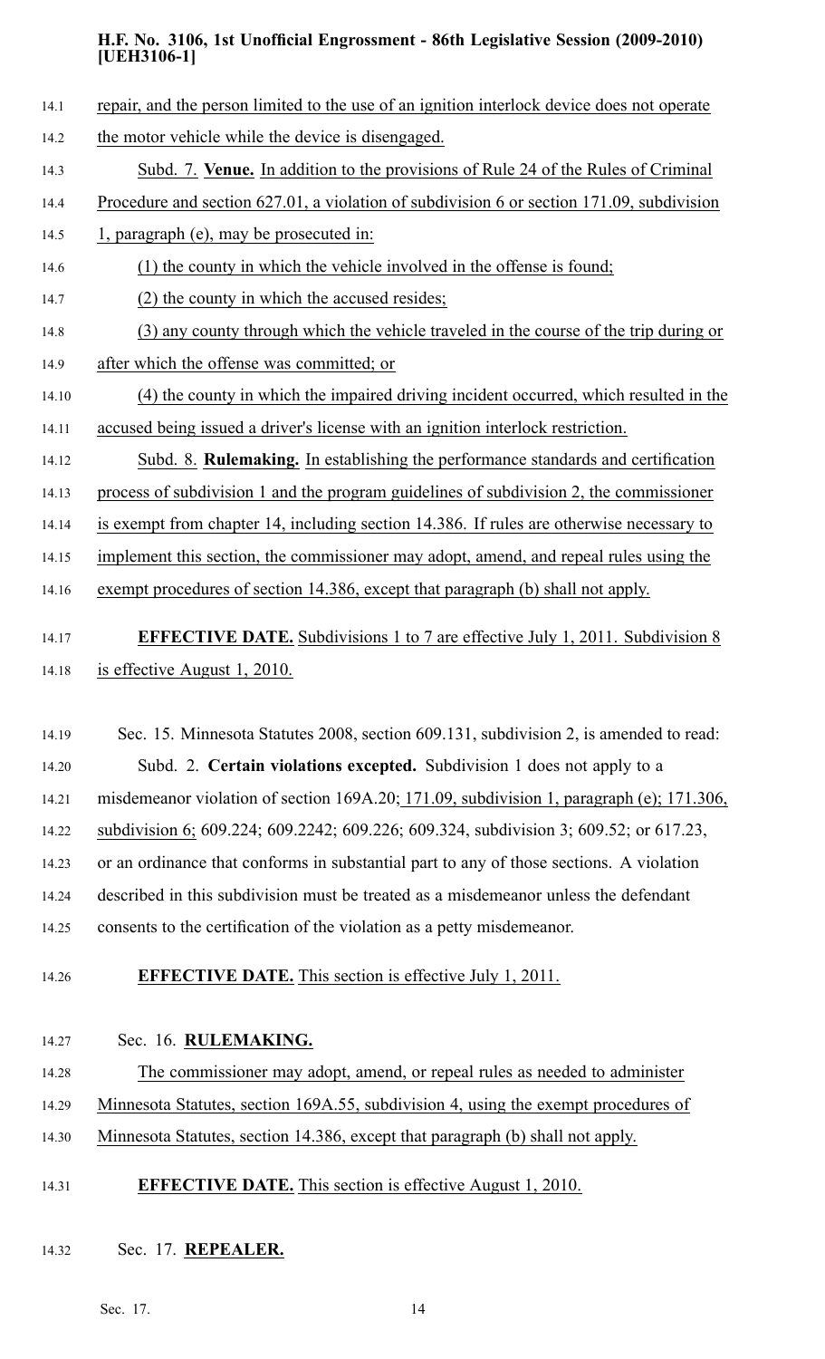repair, and the person limited to the use of an ignition interlock device does not operate the motor vehicle while the device is disengaged.

Subd. 7. **Venue.** In addition to the provisions of Rule 24 of the Rules of Criminal Procedure and section 627.01, a violation of subdivision 6 or section 171.09, subdivision 1, paragraph (e), may be prosecuted in:

(1) the county in which the vehicle involved in the offense is found;

(2) the county in which the accused resides;

(3) any county through which the vehicle traveled in the course of the trip during or after which the offense was committed; or

(4) the county in which the impaired driving incident occurred, which resulted in the accused being issued a driver's license with an ignition interlock restriction.

Subd. 8. **Rulemaking.** In establishing the performance standards and certification process of subdivision 1 and the program guidelines of subdivision 2, the commissioner is exempt from chapter 14, including section 14.386. If rules are otherwise necessary to implement this section, the commissioner may adopt, amend, and repeal rules using the exempt procedures of section 14.386, except that paragraph (b) shall not apply.

**EFFECTIVE DATE.** Subdivisions 1 to 7 are effective July 1, 2011. Subdivision 8 is effective August 1, 2010.

Sec. 15. Minnesota Statutes 2008, section 609.131, subdivision 2, is amended to read:

Subd. 2. **Certain violations excepted.** Subdivision 1 does not apply to a misdemeanor violation of section 169A.20; 171.09, subdivision 1, paragraph (e); 171.306, subdivision 6; 609.224; 609.2242; 609.226; 609.324, subdivision 3; 609.52; or 617.23, or an ordinance that conforms in substantial part to any of those sections. A violation described in this subdivision must be treated as a misdemeanor unless the defendant consents to the certification of the violation as a petty misdemeanor.

**EFFECTIVE DATE.** This section is effective July 1, 2011.

Sec. 16. **RULEMAKING.**

The commissioner may adopt, amend, or repeal rules as needed to administer Minnesota Statutes, section 169A.55, subdivision 4, using the exempt procedures of Minnesota Statutes, section 14.386, except that paragraph (b) shall not apply.

**EFFECTIVE DATE.** This section is effective August 1, 2010.

Sec. 17. **REPEALER.**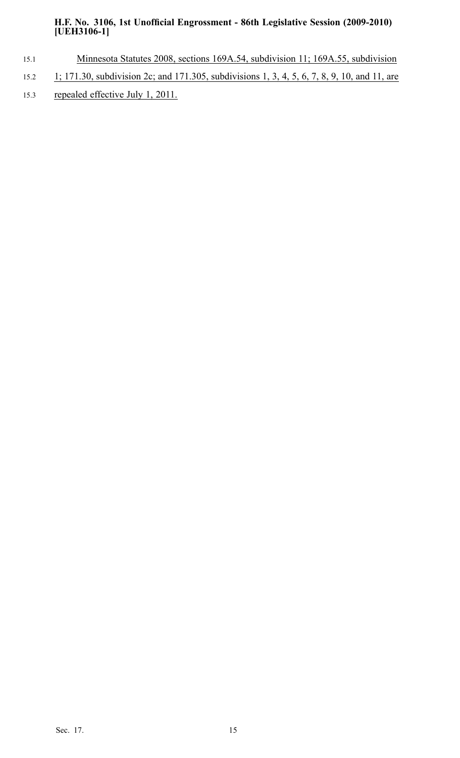Minnesota Statutes 2008, sections 169A.54, subdivision 11; 169A.55, subdivision 1; 171.30, subdivision 2c; and 171.305, subdivisions 1, 3, 4, 5, 6, 7, 8, 9, 10, and 11, are repealed effective July 1, 2011.